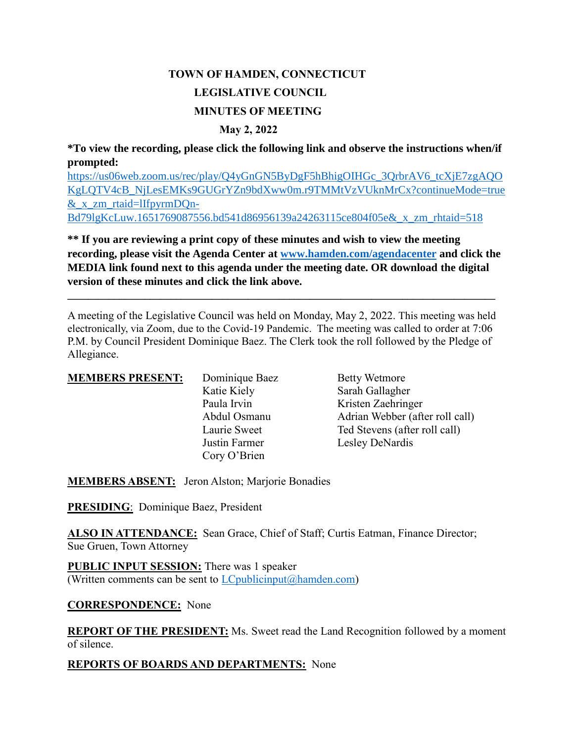# TOWN OF HAMDEN, CONNECTICUT

## LEGISLATIVE COUNCIL

## MINUTES OF MEETING

**May 2, 2022**

**\*To view the recording, please click the following link and observe the instructions when/if prompted:**
https://us06web.zoom.us/rec/play/Q4yGnGN5ByDgF5hBhigOIHGc_3QrbrAV6_tcXjE7zgAQOKgLQTV4cB_NjLesEMKs9GUGrYZn9bdXww0m.r9TMMtVzVUknMrCx?continueMode=true&_x_zm_rtaid=lIfpyrmDQn-Bd79lgKcLuw.1651769087556.bd541d86956139a24263115ce804f05e&_x_zm_rhtaid=518

**\*\* If you are reviewing a print copy of these minutes and wish to view the meeting recording, please visit the Agenda Center at [www.hamden.com/agendacenter](http://www.hamden.com/agendacenter) and click the MEDIA link found next to this agenda under the meeting date. OR download the digital version of these minutes and click the link above.**

---

A meeting of the Legislative Council was held on Monday, May 2, 2022. This meeting was held electronically, via Zoom, due to the Covid-19 Pandemic. The meeting was called to order at 7:06 P.M. by Council President Dominique Baez. The Clerk took the roll followed by the Pledge of Allegiance.

**MEMBERS PRESENT:**
- Dominique Baez
- Katie Kiely
- Paula Irvin
- Abdul Osmanu
- Laurie Sweet
- Justin Farmer
- Cory O'Brien
- Betty Wetmore
- Sarah Gallagher
- Kristen Zaehringer
- Adrian Webber (after roll call)
- Ted Stevens (after roll call)
- Lesley DeNardis

**MEMBERS ABSENT:** Jeron Alston; Marjorie Bonadies

**PRESIDING**: Dominique Baez, President

**ALSO IN ATTENDANCE:** Sean Grace, Chief of Staff; Curtis Eatman, Finance Director; Sue Gruen, Town Attorney

**PUBLIC INPUT SESSION:** There was 1 speaker
(Written comments can be sent to LCpublicinput@hamden.com)

**CORRESPONDENCE:** None

**REPORT OF THE PRESIDENT:** Ms. Sweet read the Land Recognition followed by a moment of silence.

**REPORTS OF BOARDS AND DEPARTMENTS:** None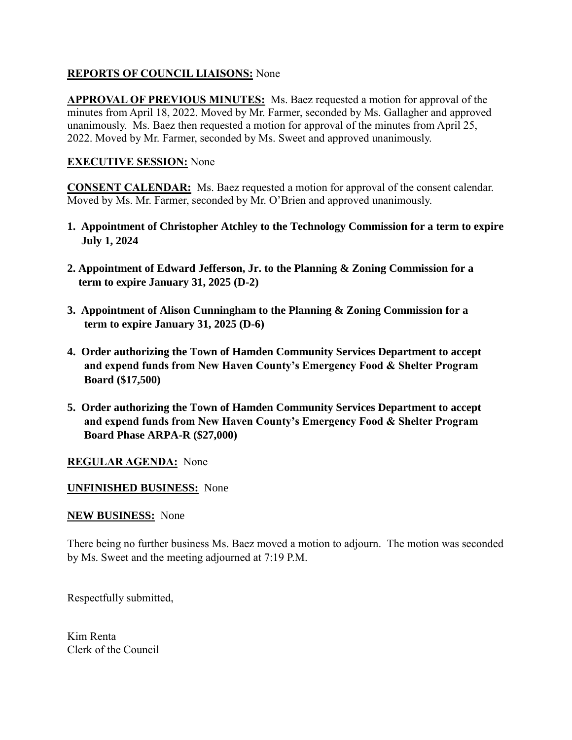**REPORTS OF COUNCIL LIAISONS:** None

**APPROVAL OF PREVIOUS MINUTES:** Ms. Baez requested a motion for approval of the minutes from April 18, 2022. Moved by Mr. Farmer, seconded by Ms. Gallagher and approved unanimously. Ms. Baez then requested a motion for approval of the minutes from April 25, 2022. Moved by Mr. Farmer, seconded by Ms. Sweet and approved unanimously.

**EXECUTIVE SESSION:** None

**CONSENT CALENDAR:** Ms. Baez requested a motion for approval of the consent calendar. Moved by Ms. Mr. Farmer, seconded by Mr. O'Brien and approved unanimously.

1. **Appointment of Christopher Atchley to the Technology Commission for a term to expire July 1, 2024**

2. **Appointment of Edward Jefferson, Jr. to the Planning & Zoning Commission for a term to expire January 31, 2025 (D-2)**

3. **Appointment of Alison Cunningham to the Planning & Zoning Commission for a term to expire January 31, 2025 (D-6)**

4. **Order authorizing the Town of Hamden Community Services Department to accept and expend funds from New Haven County's Emergency Food & Shelter Program Board ($17,500)**

5. **Order authorizing the Town of Hamden Community Services Department to accept and expend funds from New Haven County's Emergency Food & Shelter Program Board Phase ARPA-R ($27,000)**

**REGULAR AGENDA:** None

**UNFINISHED BUSINESS:** None

**NEW BUSINESS:** None

There being no further business Ms. Baez moved a motion to adjourn. The motion was seconded by Ms. Sweet and the meeting adjourned at 7:19 P.M.

Respectfully submitted,

Kim Renta
Clerk of the Council